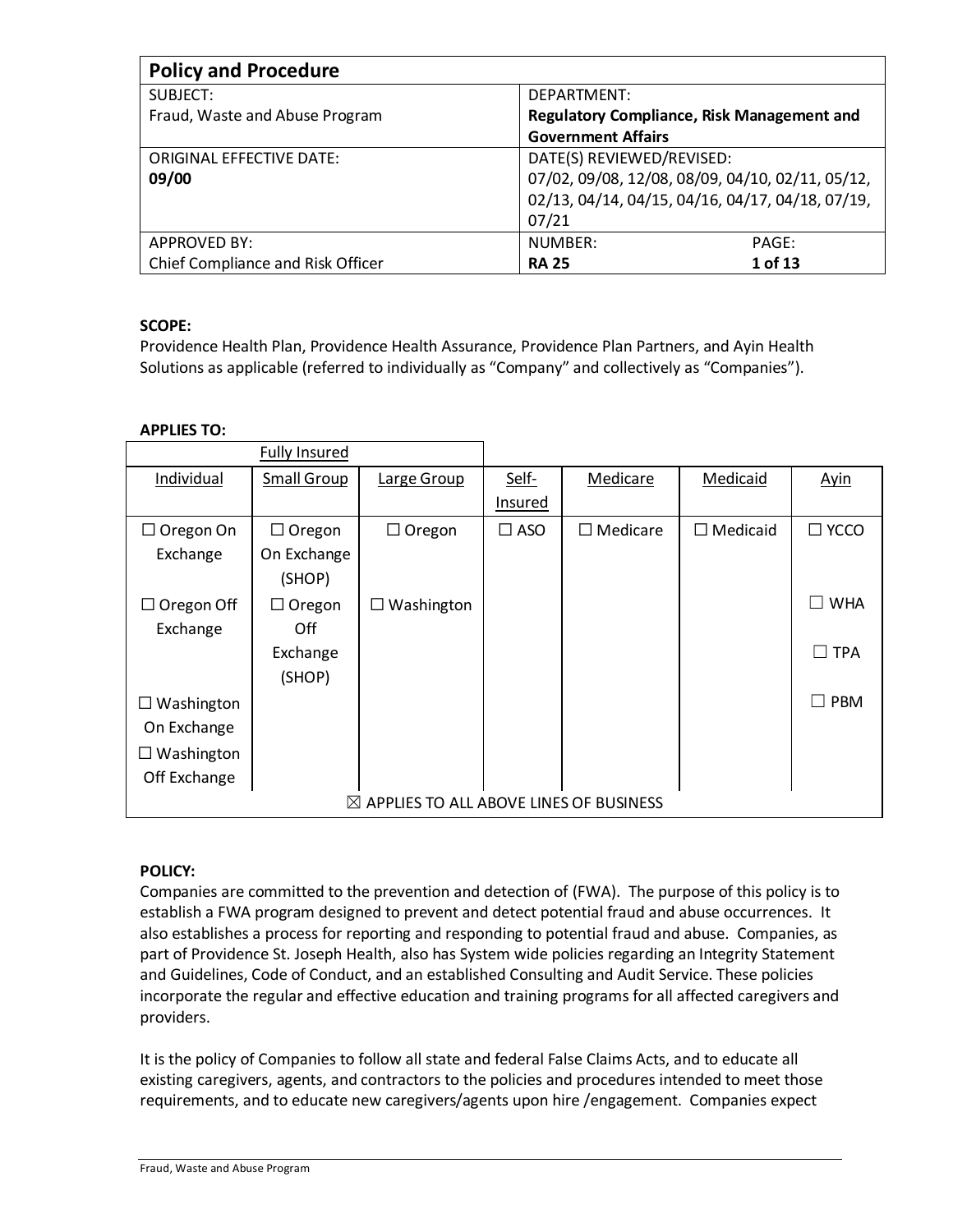| Policy and Procedure | |
|---|---|
| SUBJECT:<br>Fraud, Waste and Abuse Program | DEPARTMENT:<br>**Regulatory Compliance, Risk Management and Government Affairs** |
| ORIGINAL EFFECTIVE DATE:<br>**09/00** | DATE(S) REVIEWED/REVISED:<br>07/02, 09/08, 12/08, 08/09, 04/10, 02/11, 05/12, 02/13, 04/14, 04/15, 04/16, 04/17, 04/18, 07/19, 07/21 |
| APPROVED BY:<br>Chief Compliance and Risk Officer | NUMBER: **RA 25** |

**SCOPE:**
Providence Health Plan, Providence Health Assurance, Providence Plan Partners, and Ayin Health Solutions as applicable (referred to individually as "Company" and collectively as "Companies").

**APPLIES TO:**

| Fully Insured | | | | | | |
|---|---|---|---|---|---|---|
| Individual | Small Group | Large Group | Self-Insured | Medicare | Medicaid | Ayin |
| ☐ Oregon On Exchange | ☐ Oregon On Exchange (SHOP) | ☐ Oregon | ☐ ASO | ☐ Medicare | ☐ Medicaid | ☐ YCCO |
| ☐ Oregon Off Exchange | ☐ Oregon Off Exchange (SHOP) | ☐ Washington | | | | ☐ WHA |
| | | | | | | ☐ TPA |
| ☐ Washington On Exchange | | | | | | ☐ PBM |
| ☐ Washington Off Exchange | | | | | | |
| ☒ APPLIES TO ALL ABOVE LINES OF BUSINESS | | | | | | |

**POLICY:**
Companies are committed to the prevention and detection of (FWA). The purpose of this policy is to establish a FWA program designed to prevent and detect potential fraud and abuse occurrences. It also establishes a process for reporting and responding to potential fraud and abuse. Companies, as part of Providence St. Joseph Health, also has System wide policies regarding an Integrity Statement and Guidelines, Code of Conduct, and an established Consulting and Audit Service. These policies incorporate the regular and effective education and training programs for all affected caregivers and providers.

It is the policy of Companies to follow all state and federal False Claims Acts, and to educate all existing caregivers, agents, and contractors to the policies and procedures intended to meet those requirements, and to educate new caregivers/agents upon hire /engagement. Companies expect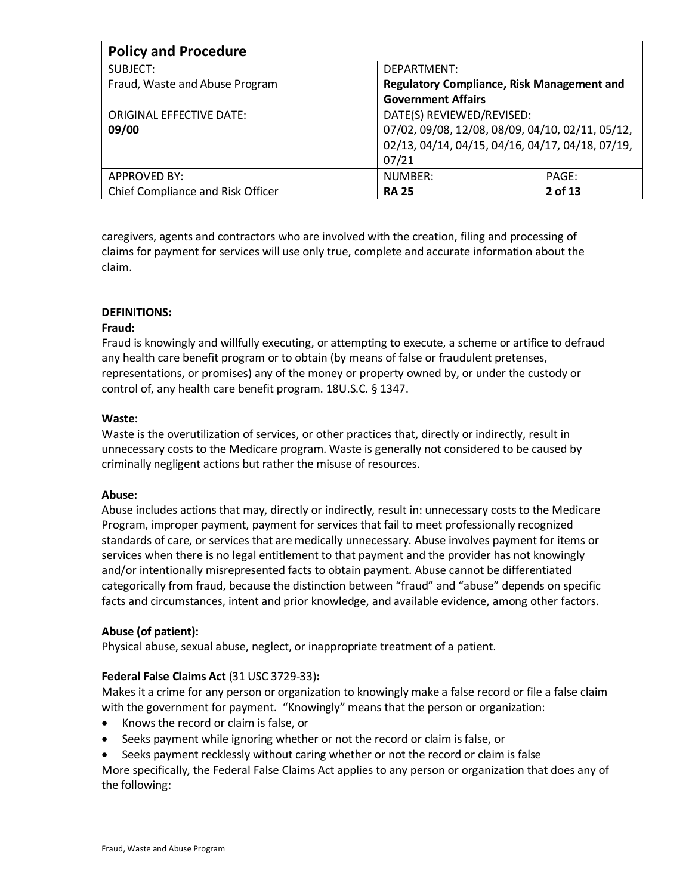| Policy and Procedure | | |
|---|---|---|
| SUBJECT: Fraud, Waste and Abuse Program | DEPARTMENT: **Regulatory Compliance, Risk Management and Government Affairs** | |
| ORIGINAL EFFECTIVE DATE: **09/00** | DATE(S) REVIEWED/REVISED: 07/02, 09/08, 12/08, 08/09, 04/10, 02/11, 05/12, 02/13, 04/14, 04/15, 04/16, 04/17, 04/18, 07/19, 07/21 | |
| APPROVED BY: Chief Compliance and Risk Officer | NUMBER: **RA 25** | PAGE: **2 of 13** |

caregivers, agents and contractors who are involved with the creation, filing and processing of claims for payment for services will use only true, complete and accurate information about the claim.

**DEFINITIONS:**

**Fraud:**

Fraud is knowingly and willfully executing, or attempting to execute, a scheme or artifice to defraud any health care benefit program or to obtain (by means of false or fraudulent pretenses, representations, or promises) any of the money or property owned by, or under the custody or control of, any health care benefit program. 18U.S.C. § 1347.

**Waste:**

Waste is the overutilization of services, or other practices that, directly or indirectly, result in unnecessary costs to the Medicare program. Waste is generally not considered to be caused by criminally negligent actions but rather the misuse of resources.

**Abuse:**

Abuse includes actions that may, directly or indirectly, result in: unnecessary costs to the Medicare Program, improper payment, payment for services that fail to meet professionally recognized standards of care, or services that are medically unnecessary. Abuse involves payment for items or services when there is no legal entitlement to that payment and the provider has not knowingly and/or intentionally misrepresented facts to obtain payment. Abuse cannot be differentiated categorically from fraud, because the distinction between "fraud" and "abuse" depends on specific facts and circumstances, intent and prior knowledge, and available evidence, among other factors.

**Abuse (of patient):**

Physical abuse, sexual abuse, neglect, or inappropriate treatment of a patient.

**Federal False Claims Act** (31 USC 3729-33)**:**

Makes it a crime for any person or organization to knowingly make a false record or file a false claim with the government for payment. "Knowingly" means that the person or organization:

- Knows the record or claim is false, or
- Seeks payment while ignoring whether or not the record or claim is false, or
- Seeks payment recklessly without caring whether or not the record or claim is false

More specifically, the Federal False Claims Act applies to any person or organization that does any of the following: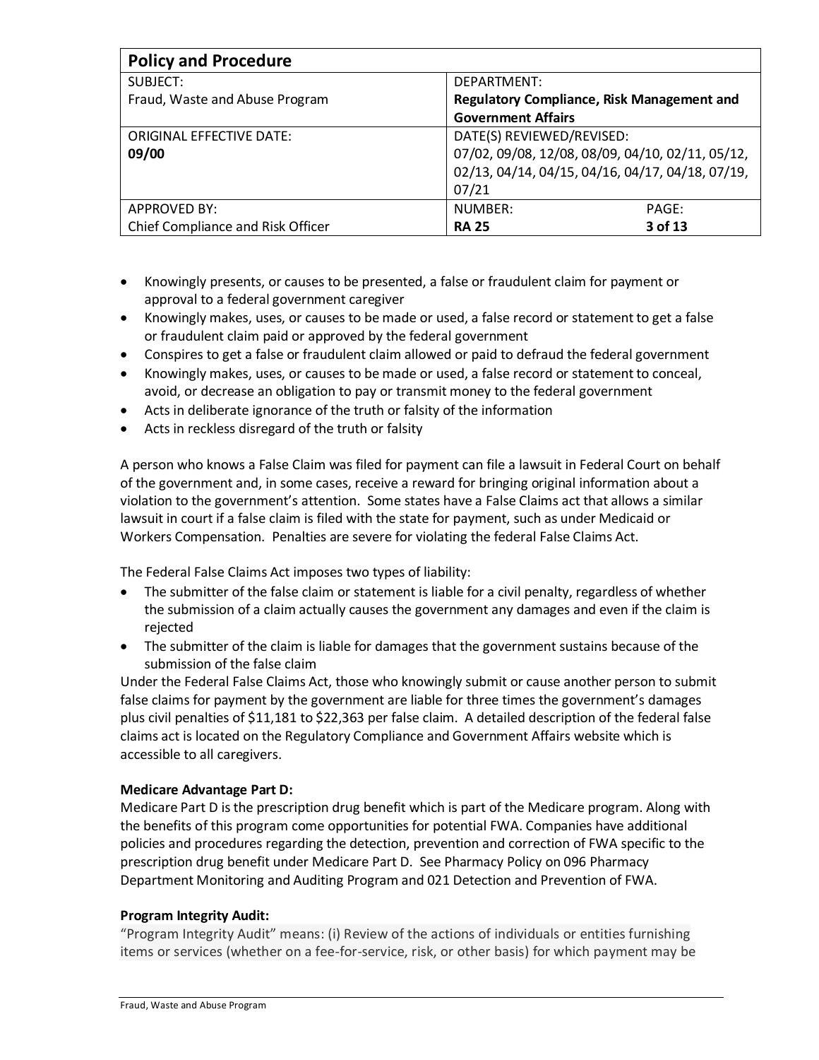| Policy and Procedure | | |
|---|---|---|
| SUBJECT:<br>Fraud, Waste and Abuse Program | DEPARTMENT:<br>**Regulatory Compliance, Risk Management and Government Affairs** | |
| ORIGINAL EFFECTIVE DATE:<br>**09/00** | DATE(S) REVIEWED/REVISED:<br>07/02, 09/08, 12/08, 08/09, 04/10, 02/11, 05/12, 02/13, 04/14, 04/15, 04/16, 04/17, 04/18, 07/19, 07/21 | |
| APPROVED BY:<br>Chief Compliance and Risk Officer | NUMBER:<br>**RA 25** | PAGE:<br>**3 of 13** |

- Knowingly presents, or causes to be presented, a false or fraudulent claim for payment or approval to a federal government caregiver
- Knowingly makes, uses, or causes to be made or used, a false record or statement to get a false or fraudulent claim paid or approved by the federal government
- Conspires to get a false or fraudulent claim allowed or paid to defraud the federal government
- Knowingly makes, uses, or causes to be made or used, a false record or statement to conceal, avoid, or decrease an obligation to pay or transmit money to the federal government
- Acts in deliberate ignorance of the truth or falsity of the information
- Acts in reckless disregard of the truth or falsity

A person who knows a False Claim was filed for payment can file a lawsuit in Federal Court on behalf of the government and, in some cases, receive a reward for bringing original information about a violation to the government's attention. Some states have a False Claims act that allows a similar lawsuit in court if a false claim is filed with the state for payment, such as under Medicaid or Workers Compensation. Penalties are severe for violating the federal False Claims Act.

The Federal False Claims Act imposes two types of liability:

- The submitter of the false claim or statement is liable for a civil penalty, regardless of whether the submission of a claim actually causes the government any damages and even if the claim is rejected
- The submitter of the claim is liable for damages that the government sustains because of the submission of the false claim

Under the Federal False Claims Act, those who knowingly submit or cause another person to submit false claims for payment by the government are liable for three times the government's damages plus civil penalties of $11,181 to $22,363 per false claim. A detailed description of the federal false claims act is located on the Regulatory Compliance and Government Affairs website which is accessible to all caregivers.

**Medicare Advantage Part D:**
Medicare Part D is the prescription drug benefit which is part of the Medicare program. Along with the benefits of this program come opportunities for potential FWA. Companies have additional policies and procedures regarding the detection, prevention and correction of FWA specific to the prescription drug benefit under Medicare Part D. See Pharmacy Policy on 096 Pharmacy Department Monitoring and Auditing Program and 021 Detection and Prevention of FWA.

**Program Integrity Audit:**
"Program Integrity Audit" means: (i) Review of the actions of individuals or entities furnishing items or services (whether on a fee-for-service, risk, or other basis) for which payment may be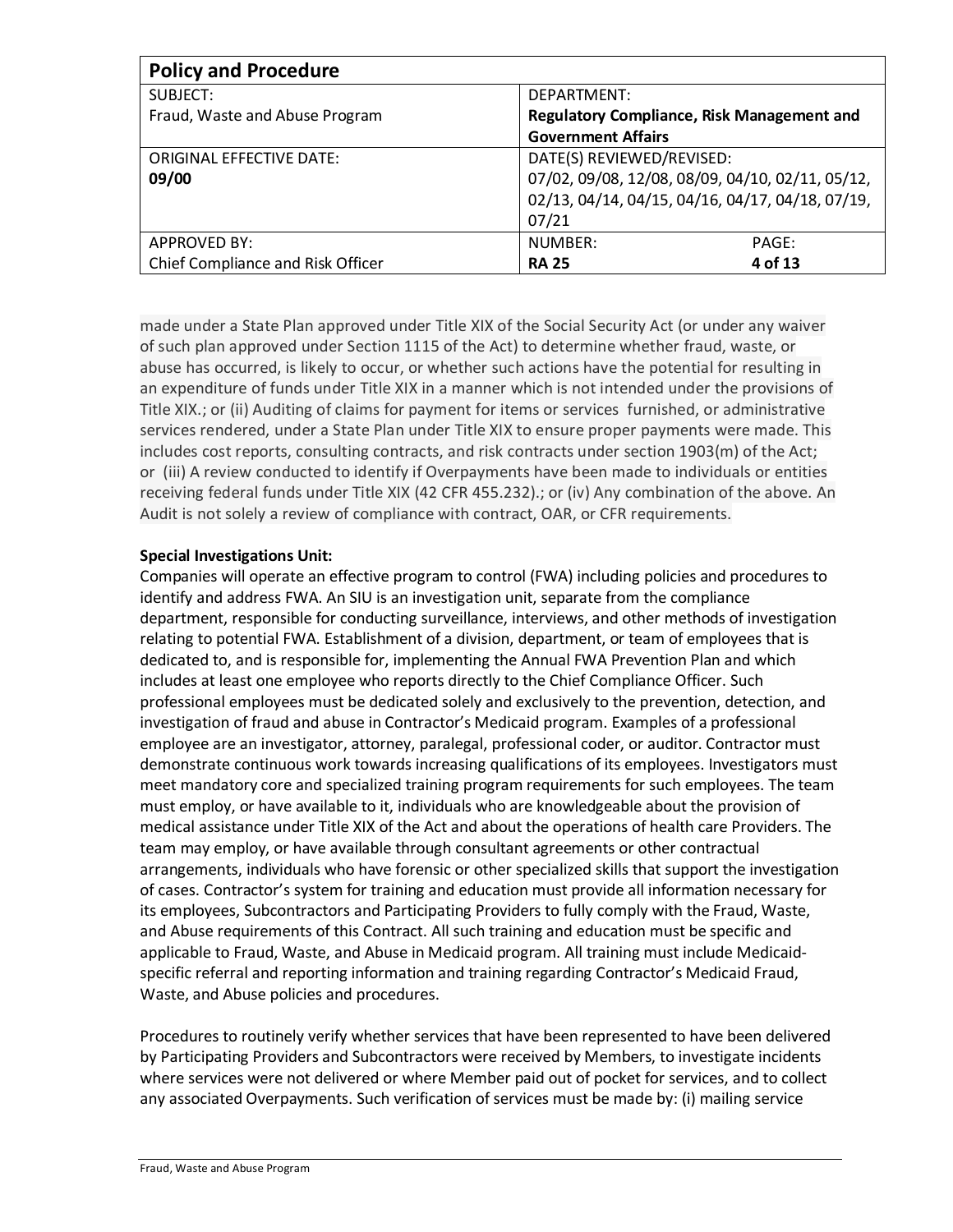made under a State Plan approved under Title XIX of the Social Security Act (or under any waiver of such plan approved under Section 1115 of the Act) to determine whether fraud, waste, or abuse has occurred, is likely to occur, or whether such actions have the potential for resulting in an expenditure of funds under Title XIX in a manner which is not intended under the provisions of Title XIX.; or (ii) Auditing of claims for payment for items or services furnished, or administrative services rendered, under a State Plan under Title XIX to ensure proper payments were made. This includes cost reports, consulting contracts, and risk contracts under section 1903(m) of the Act; or (iii) A review conducted to identify if Overpayments have been made to individuals or entities receiving federal funds under Title XIX (42 CFR 455.232).; or (iv) Any combination of the above. An Audit is not solely a review of compliance with contract, OAR, or CFR requirements.

**Special Investigations Unit:**
Companies will operate an effective program to control (FWA) including policies and procedures to identify and address FWA. An SIU is an investigation unit, separate from the compliance department, responsible for conducting surveillance, interviews, and other methods of investigation relating to potential FWA. Establishment of a division, department, or team of employees that is dedicated to, and is responsible for, implementing the Annual FWA Prevention Plan and which includes at least one employee who reports directly to the Chief Compliance Officer. Such professional employees must be dedicated solely and exclusively to the prevention, detection, and investigation of fraud and abuse in Contractor's Medicaid program. Examples of a professional employee are an investigator, attorney, paralegal, professional coder, or auditor. Contractor must demonstrate continuous work towards increasing qualifications of its employees. Investigators must meet mandatory core and specialized training program requirements for such employees. The team must employ, or have available to it, individuals who are knowledgeable about the provision of medical assistance under Title XIX of the Act and about the operations of health care Providers. The team may employ, or have available through consultant agreements or other contractual arrangements, individuals who have forensic or other specialized skills that support the investigation of cases. Contractor's system for training and education must provide all information necessary for its employees, Subcontractors and Participating Providers to fully comply with the Fraud, Waste, and Abuse requirements of this Contract. All such training and education must be specific and applicable to Fraud, Waste, and Abuse in Medicaid program. All training must include Medicaid-specific referral and reporting information and training regarding Contractor's Medicaid Fraud, Waste, and Abuse policies and procedures.

Procedures to routinely verify whether services that have been represented to have been delivered by Participating Providers and Subcontractors were received by Members, to investigate incidents where services were not delivered or where Member paid out of pocket for services, and to collect any associated Overpayments. Such verification of services must be made by: (i) mailing service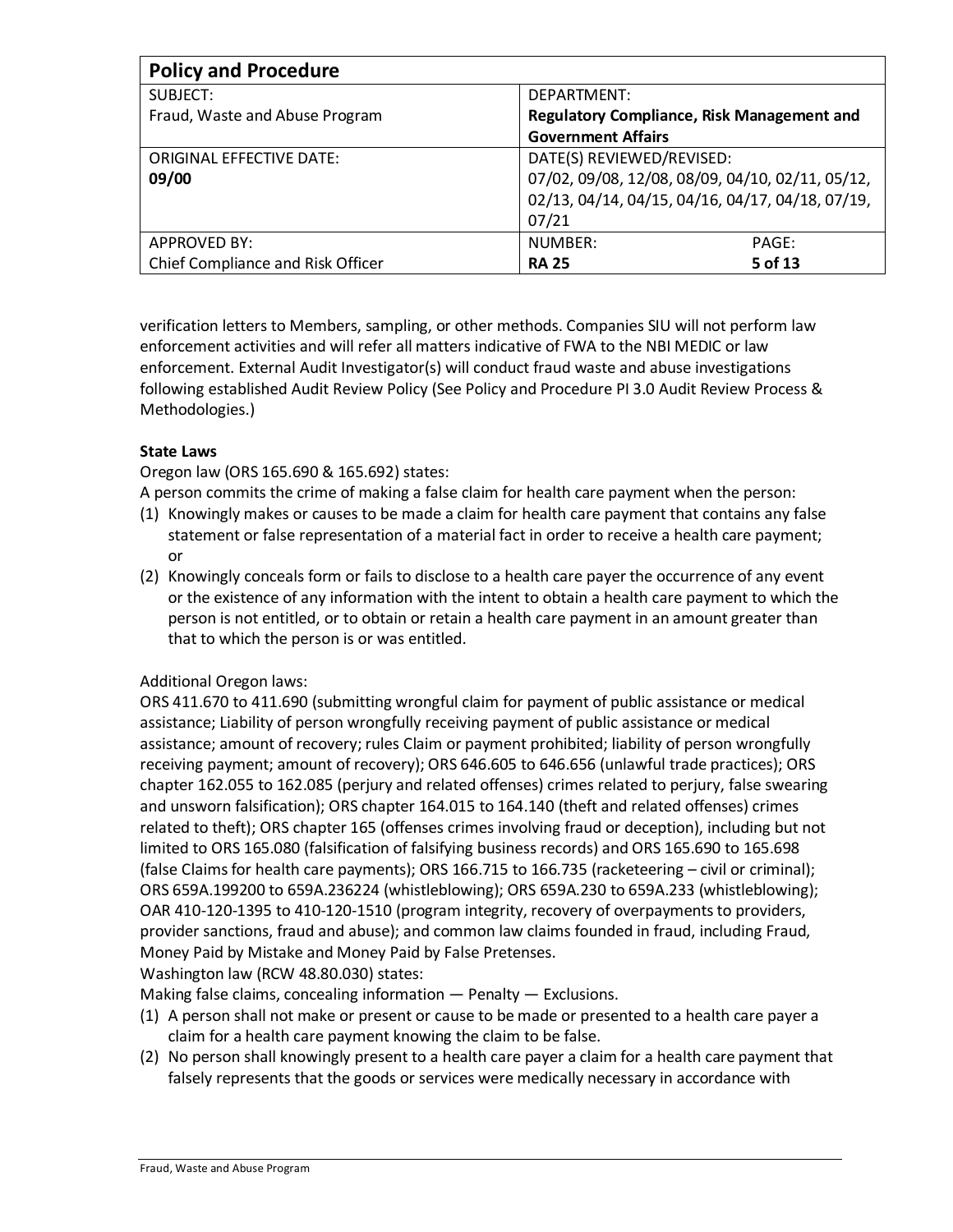verification letters to Members, sampling, or other methods. Companies SIU will not perform law enforcement activities and will refer all matters indicative of FWA to the NBI MEDIC or law enforcement. External Audit Investigator(s) will conduct fraud waste and abuse investigations following established Audit Review Policy (See Policy and Procedure PI 3.0 Audit Review Process & Methodologies.)

**State Laws**

Oregon law (ORS 165.690 & 165.692) states:

A person commits the crime of making a false claim for health care payment when the person:

(1) Knowingly makes or causes to be made a claim for health care payment that contains any false statement or false representation of a material fact in order to receive a health care payment; or
(2) Knowingly conceals form or fails to disclose to a health care payer the occurrence of any event or the existence of any information with the intent to obtain a health care payment to which the person is not entitled, or to obtain or retain a health care payment in an amount greater than that to which the person is or was entitled.

Additional Oregon laws:

ORS 411.670 to 411.690 (submitting wrongful claim for payment of public assistance or medical assistance; Liability of person wrongfully receiving payment of public assistance or medical assistance; amount of recovery; rules Claim or payment prohibited; liability of person wrongfully receiving payment; amount of recovery); ORS 646.605 to 646.656 (unlawful trade practices); ORS chapter 162.055 to 162.085 (perjury and related offenses) crimes related to perjury, false swearing and unsworn falsification); ORS chapter 164.015 to 164.140 (theft and related offenses) crimes related to theft); ORS chapter 165 (offenses crimes involving fraud or deception), including but not limited to ORS 165.080 (falsification of falsifying business records) and ORS 165.690 to 165.698 (false Claims for health care payments); ORS 166.715 to 166.735 (racketeering – civil or criminal); ORS 659A.199200 to 659A.236224 (whistleblowing); ORS 659A.230 to 659A.233 (whistleblowing); OAR 410-120-1395 to 410-120-1510 (program integrity, recovery of overpayments to providers, provider sanctions, fraud and abuse); and common law claims founded in fraud, including Fraud, Money Paid by Mistake and Money Paid by False Pretenses.

Washington law (RCW 48.80.030) states:

Making false claims, concealing information — Penalty — Exclusions.

(1) A person shall not make or present or cause to be made or presented to a health care payer a claim for a health care payment knowing the claim to be false.
(2) No person shall knowingly present to a health care payer a claim for a health care payment that falsely represents that the goods or services were medically necessary in accordance with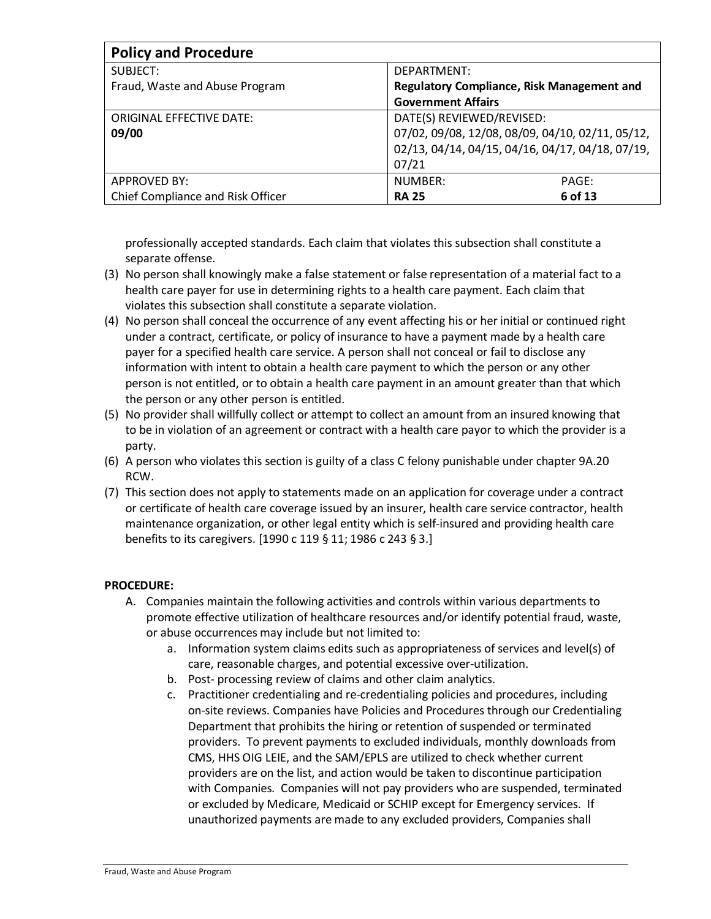| **Policy and Procedure** | |
|---|---|
| SUBJECT:<br>Fraud, Waste and Abuse Program | DEPARTMENT:<br>**Regulatory Compliance, Risk Management and Government Affairs** |
| ORIGINAL EFFECTIVE DATE:<br>**09/00** | DATE(S) REVIEWED/REVISED:<br>07/02, 09/08, 12/08, 08/09, 04/10, 02/11, 05/12, 02/13, 04/14, 04/15, 04/16, 04/17, 04/18, 07/19, 07/21 |
| APPROVED BY:<br>Chief Compliance and Risk Officer | NUMBER: **RA 25** PAGE: **6 of 13** |

professionally accepted standards. Each claim that violates this subsection shall constitute a separate offense.

(3) No person shall knowingly make a false statement or false representation of a material fact to a health care payer for use in determining rights to a health care payment. Each claim that violates this subsection shall constitute a separate violation.

(4) No person shall conceal the occurrence of any event affecting his or her initial or continued right under a contract, certificate, or policy of insurance to have a payment made by a health care payer for a specified health care service. A person shall not conceal or fail to disclose any information with intent to obtain a health care payment to which the person or any other person is not entitled, or to obtain a health care payment in an amount greater than that which the person or any other person is entitled.

(5) No provider shall willfully collect or attempt to collect an amount from an insured knowing that to be in violation of an agreement or contract with a health care payor to which the provider is a party.

(6) A person who violates this section is guilty of a class C felony punishable under chapter 9A.20 RCW.

(7) This section does not apply to statements made on an application for coverage under a contract or certificate of health care coverage issued by an insurer, health care service contractor, health maintenance organization, or other legal entity which is self-insured and providing health care benefits to its caregivers. [1990 c 119 § 11; 1986 c 243 § 3.]

**PROCEDURE:**

A. Companies maintain the following activities and controls within various departments to promote effective utilization of healthcare resources and/or identify potential fraud, waste, or abuse occurrences may include but not limited to:
   a. Information system claims edits such as appropriateness of services and level(s) of care, reasonable charges, and potential excessive over-utilization.
   b. Post- processing review of claims and other claim analytics.
   c. Practitioner credentialing and re-credentialing policies and procedures, including on-site reviews. Companies have Policies and Procedures through our Credentialing Department that prohibits the hiring or retention of suspended or terminated providers. To prevent payments to excluded individuals, monthly downloads from CMS, HHS OIG LEIE, and the SAM/EPLS are utilized to check whether current providers are on the list, and action would be taken to discontinue participation with Companies. Companies will not pay providers who are suspended, terminated or excluded by Medicare, Medicaid or SCHIP except for Emergency services. If unauthorized payments are made to any excluded providers, Companies shall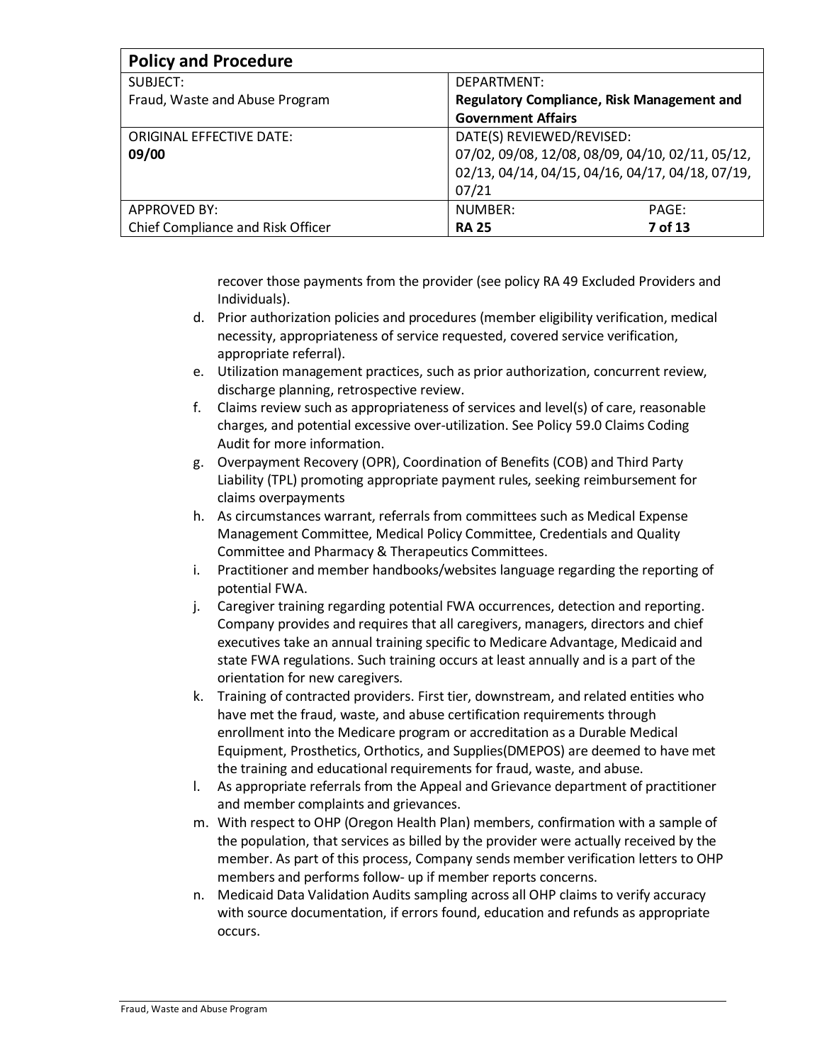recover those payments from the provider (see policy RA 49 Excluded Providers and Individuals).

d. Prior authorization policies and procedures (member eligibility verification, medical necessity, appropriateness of service requested, covered service verification, appropriate referral).
e. Utilization management practices, such as prior authorization, concurrent review, discharge planning, retrospective review.
f. Claims review such as appropriateness of services and level(s) of care, reasonable charges, and potential excessive over-utilization. See Policy 59.0 Claims Coding Audit for more information.
g. Overpayment Recovery (OPR), Coordination of Benefits (COB) and Third Party Liability (TPL) promoting appropriate payment rules, seeking reimbursement for claims overpayments
h. As circumstances warrant, referrals from committees such as Medical Expense Management Committee, Medical Policy Committee, Credentials and Quality Committee and Pharmacy & Therapeutics Committees.
i. Practitioner and member handbooks/websites language regarding the reporting of potential FWA.
j. Caregiver training regarding potential FWA occurrences, detection and reporting. Company provides and requires that all caregivers, managers, directors and chief executives take an annual training specific to Medicare Advantage, Medicaid and state FWA regulations. Such training occurs at least annually and is a part of the orientation for new caregivers.
k. Training of contracted providers. First tier, downstream, and related entities who have met the fraud, waste, and abuse certification requirements through enrollment into the Medicare program or accreditation as a Durable Medical Equipment, Prosthetics, Orthotics, and Supplies(DMEPOS) are deemed to have met the training and educational requirements for fraud, waste, and abuse.
l. As appropriate referrals from the Appeal and Grievance department of practitioner and member complaints and grievances.
m. With respect to OHP (Oregon Health Plan) members, confirmation with a sample of the population, that services as billed by the provider were actually received by the member. As part of this process, Company sends member verification letters to OHP members and performs follow- up if member reports concerns.
n. Medicaid Data Validation Audits sampling across all OHP claims to verify accuracy with source documentation, if errors found, education and refunds as appropriate occurs.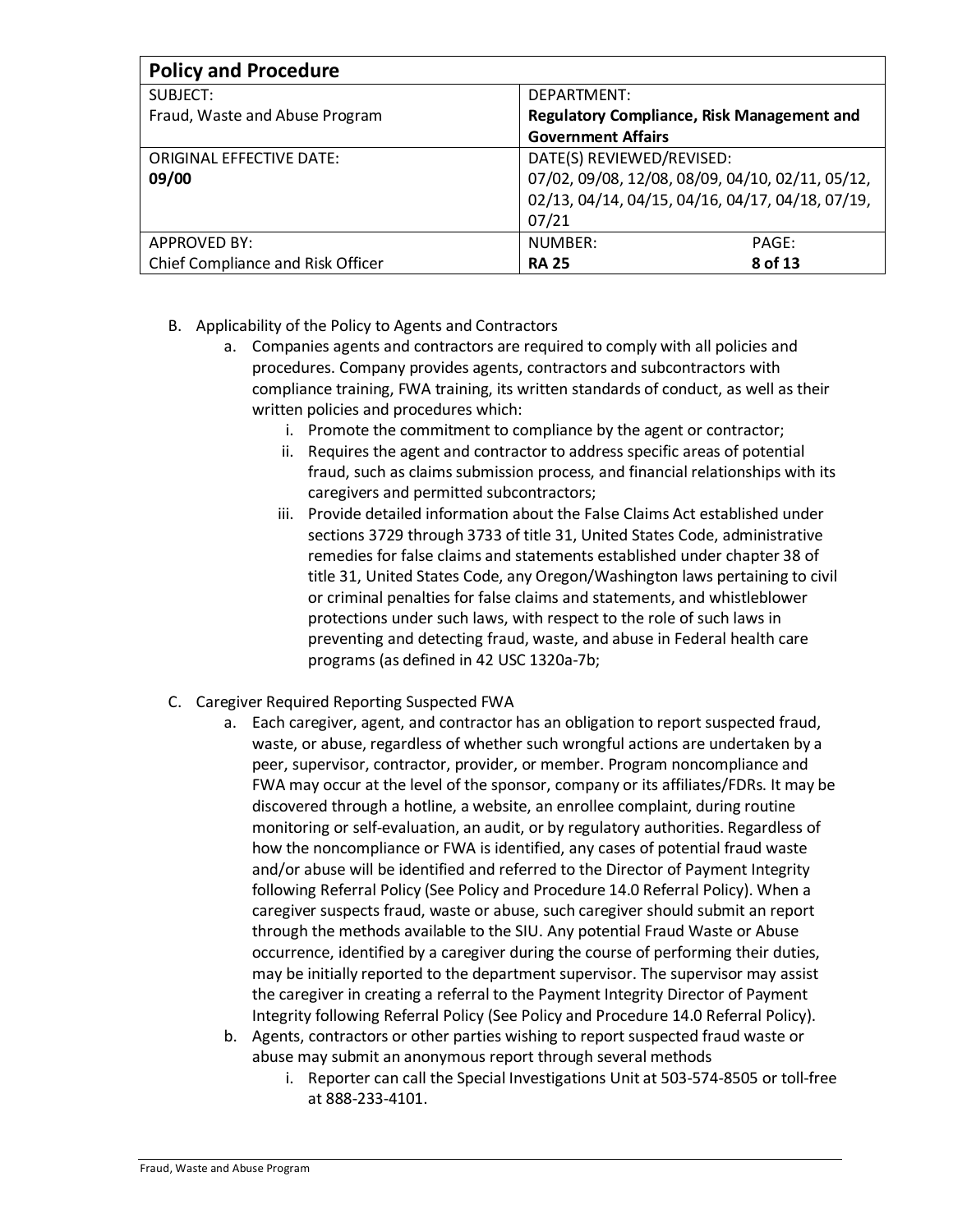B. Applicability of the Policy to Agents and Contractors
   a. Companies agents and contractors are required to comply with all policies and procedures. Company provides agents, contractors and subcontractors with compliance training, FWA training, its written standards of conduct, as well as their written policies and procedures which:
      i. Promote the commitment to compliance by the agent or contractor;
      ii. Requires the agent and contractor to address specific areas of potential fraud, such as claims submission process, and financial relationships with its caregivers and permitted subcontractors;
      iii. Provide detailed information about the False Claims Act established under sections 3729 through 3733 of title 31, United States Code, administrative remedies for false claims and statements established under chapter 38 of title 31, United States Code, any Oregon/Washington laws pertaining to civil or criminal penalties for false claims and statements, and whistleblower protections under such laws, with respect to the role of such laws in preventing and detecting fraud, waste, and abuse in Federal health care programs (as defined in 42 USC 1320a-7b;

C. Caregiver Required Reporting Suspected FWA
   a. Each caregiver, agent, and contractor has an obligation to report suspected fraud, waste, or abuse, regardless of whether such wrongful actions are undertaken by a peer, supervisor, contractor, provider, or member. Program noncompliance and FWA may occur at the level of the sponsor, company or its affiliates/FDRs. It may be discovered through a hotline, a website, an enrollee complaint, during routine monitoring or self-evaluation, an audit, or by regulatory authorities. Regardless of how the noncompliance or FWA is identified, any cases of potential fraud waste and/or abuse will be identified and referred to the Director of Payment Integrity following Referral Policy (See Policy and Procedure 14.0 Referral Policy). When a caregiver suspects fraud, waste or abuse, such caregiver should submit an report through the methods available to the SIU. Any potential Fraud Waste or Abuse occurrence, identified by a caregiver during the course of performing their duties, may be initially reported to the department supervisor. The supervisor may assist the caregiver in creating a referral to the Payment Integrity Director of Payment Integrity following Referral Policy (See Policy and Procedure 14.0 Referral Policy).
   b. Agents, contractors or other parties wishing to report suspected fraud waste or abuse may submit an anonymous report through several methods
      i. Reporter can call the Special Investigations Unit at 503-574-8505 or toll-free at 888-233-4101.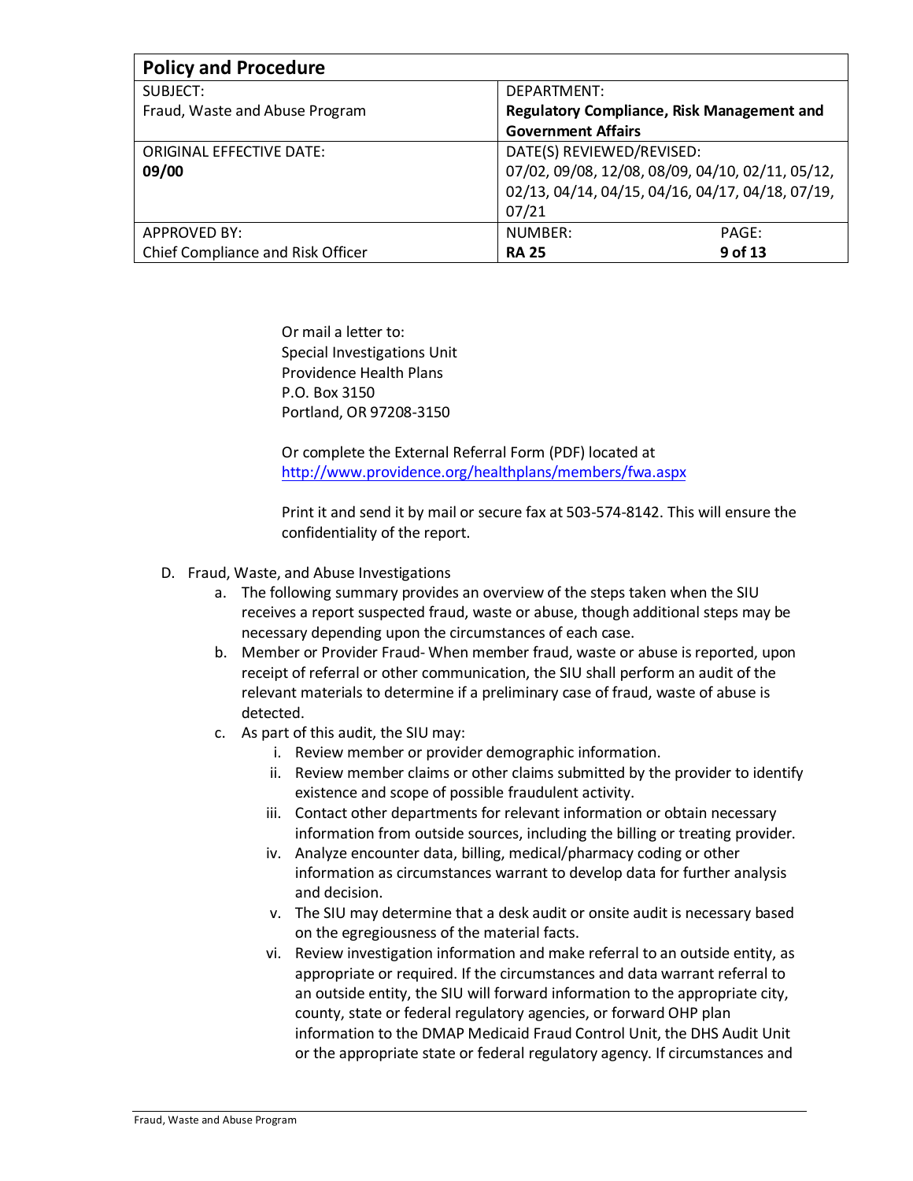Or mail a letter to:
Special Investigations Unit
Providence Health Plans
P.O. Box 3150
Portland, OR 97208-3150

Or complete the External Referral Form (PDF) located at
[http://www.providence.org/healthplans/members/fwa.aspx](http://www.providence.org/healthplans/members/fwa.aspx)

Print it and send it by mail or secure fax at 503-574-8142. This will ensure the confidentiality of the report.

D. Fraud, Waste, and Abuse Investigations
   a. The following summary provides an overview of the steps taken when the SIU receives a report suspected fraud, waste or abuse, though additional steps may be necessary depending upon the circumstances of each case.
   b. Member or Provider Fraud- When member fraud, waste or abuse is reported, upon receipt of referral or other communication, the SIU shall perform an audit of the relevant materials to determine if a preliminary case of fraud, waste of abuse is detected.
   c. As part of this audit, the SIU may:
      i. Review member or provider demographic information.
      ii. Review member claims or other claims submitted by the provider to identify existence and scope of possible fraudulent activity.
      iii. Contact other departments for relevant information or obtain necessary information from outside sources, including the billing or treating provider.
      iv. Analyze encounter data, billing, medical/pharmacy coding or other information as circumstances warrant to develop data for further analysis and decision.
      v. The SIU may determine that a desk audit or onsite audit is necessary based on the egregiousness of the material facts.
      vi. Review investigation information and make referral to an outside entity, as appropriate or required. If the circumstances and data warrant referral to an outside entity, the SIU will forward information to the appropriate city, county, state or federal regulatory agencies, or forward OHP plan information to the DMAP Medicaid Fraud Control Unit, the DHS Audit Unit or the appropriate state or federal regulatory agency. If circumstances and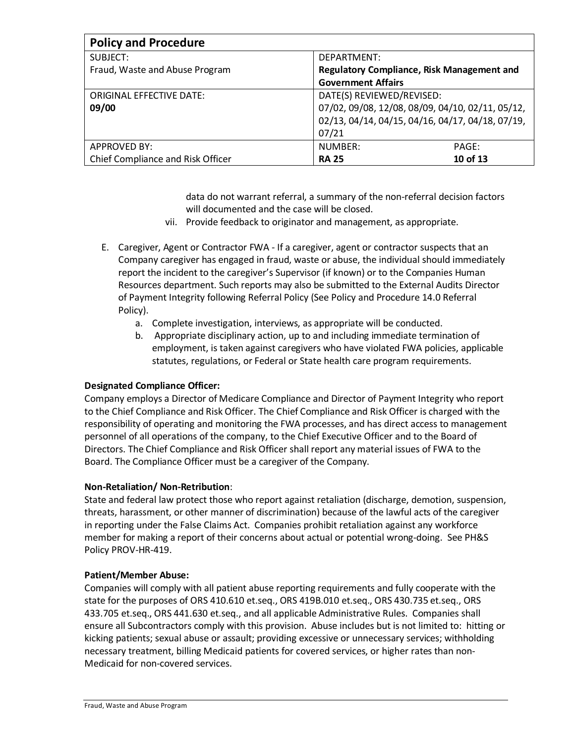data do not warrant referral, a summary of the non-referral decision factors will documented and the case will be closed.

vii. Provide feedback to originator and management, as appropriate.

E. Caregiver, Agent or Contractor FWA - If a caregiver, agent or contractor suspects that an Company caregiver has engaged in fraud, waste or abuse, the individual should immediately report the incident to the caregiver's Supervisor (if known) or to the Companies Human Resources department. Such reports may also be submitted to the External Audits Director of Payment Integrity following Referral Policy (See Policy and Procedure 14.0 Referral Policy).

   a. Complete investigation, interviews, as appropriate will be conducted.
   b. Appropriate disciplinary action, up to and including immediate termination of employment, is taken against caregivers who have violated FWA policies, applicable statutes, regulations, or Federal or State health care program requirements.

**Designated Compliance Officer:**

Company employs a Director of Medicare Compliance and Director of Payment Integrity who report to the Chief Compliance and Risk Officer. The Chief Compliance and Risk Officer is charged with the responsibility of operating and monitoring the FWA processes, and has direct access to management personnel of all operations of the company, to the Chief Executive Officer and to the Board of Directors. The Chief Compliance and Risk Officer shall report any material issues of FWA to the Board. The Compliance Officer must be a caregiver of the Company.

**Non-Retaliation/ Non-Retribution**:

State and federal law protect those who report against retaliation (discharge, demotion, suspension, threats, harassment, or other manner of discrimination) because of the lawful acts of the caregiver in reporting under the False Claims Act. Companies prohibit retaliation against any workforce member for making a report of their concerns about actual or potential wrong-doing. See PH&S Policy PROV-HR-419.

**Patient/Member Abuse:**

Companies will comply with all patient abuse reporting requirements and fully cooperate with the state for the purposes of ORS 410.610 et.seq., ORS 419B.010 et.seq., ORS 430.735 et.seq., ORS 433.705 et.seq., ORS 441.630 et.seq., and all applicable Administrative Rules. Companies shall ensure all Subcontractors comply with this provision. Abuse includes but is not limited to: hitting or kicking patients; sexual abuse or assault; providing excessive or unnecessary services; withholding necessary treatment, billing Medicaid patients for covered services, or higher rates than non-Medicaid for non-covered services.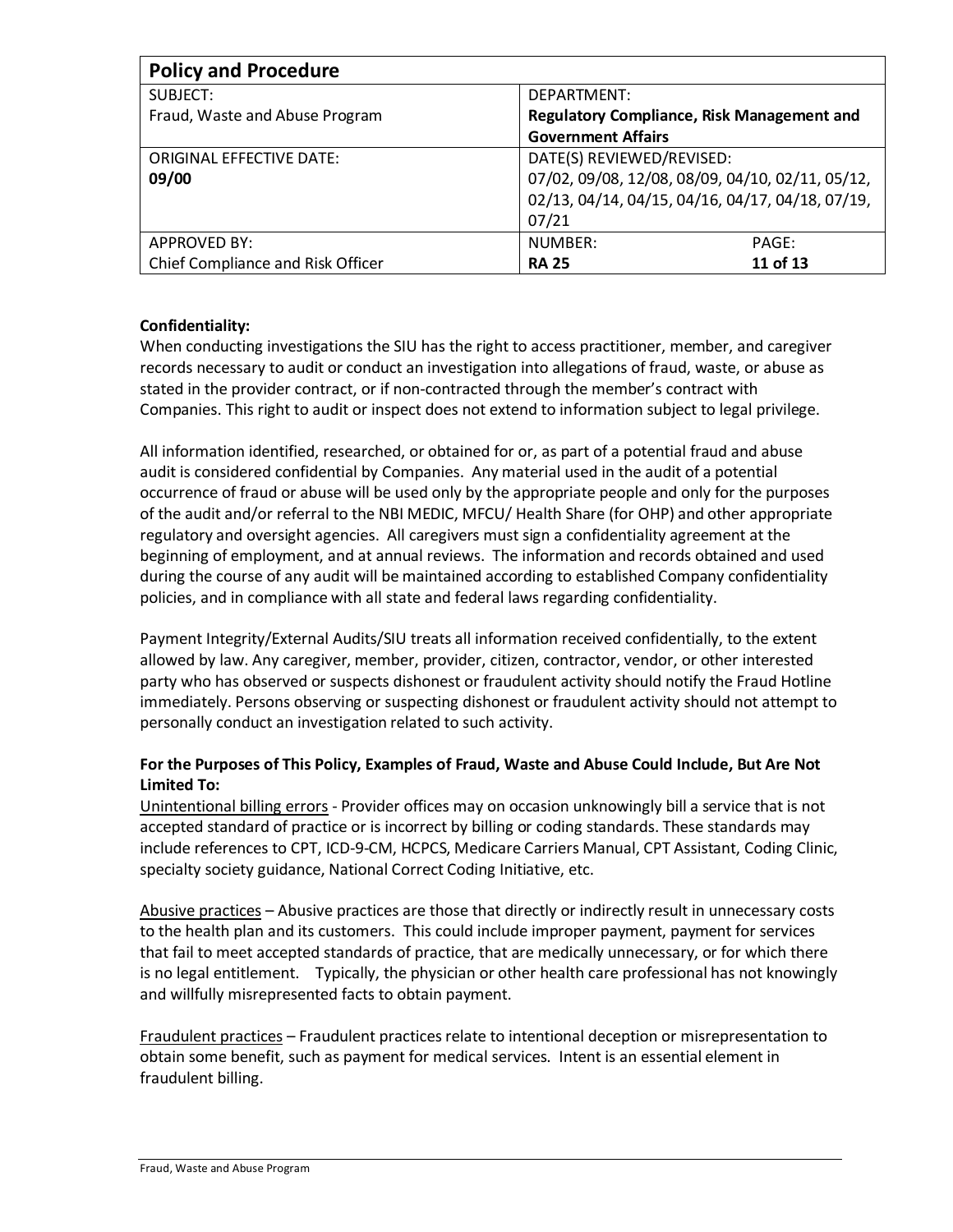**Confidentiality:**

When conducting investigations the SIU has the right to access practitioner, member, and caregiver records necessary to audit or conduct an investigation into allegations of fraud, waste, or abuse as stated in the provider contract, or if non-contracted through the member's contract with Companies. This right to audit or inspect does not extend to information subject to legal privilege.

All information identified, researched, or obtained for or, as part of a potential fraud and abuse audit is considered confidential by Companies. Any material used in the audit of a potential occurrence of fraud or abuse will be used only by the appropriate people and only for the purposes of the audit and/or referral to the NBI MEDIC, MFCU/ Health Share (for OHP) and other appropriate regulatory and oversight agencies. All caregivers must sign a confidentiality agreement at the beginning of employment, and at annual reviews. The information and records obtained and used during the course of any audit will be maintained according to established Company confidentiality policies, and in compliance with all state and federal laws regarding confidentiality.

Payment Integrity/External Audits/SIU treats all information received confidentially, to the extent allowed by law. Any caregiver, member, provider, citizen, contractor, vendor, or other interested party who has observed or suspects dishonest or fraudulent activity should notify the Fraud Hotline immediately. Persons observing or suspecting dishonest or fraudulent activity should not attempt to personally conduct an investigation related to such activity.

**For the Purposes of This Policy, Examples of Fraud, Waste and Abuse Could Include, But Are Not Limited To:**

<u>Unintentional billing errors</u> - Provider offices may on occasion unknowingly bill a service that is not accepted standard of practice or is incorrect by billing or coding standards. These standards may include references to CPT, ICD-9-CM, HCPCS, Medicare Carriers Manual, CPT Assistant, Coding Clinic, specialty society guidance, National Correct Coding Initiative, etc.

<u>Abusive practices</u> – Abusive practices are those that directly or indirectly result in unnecessary costs to the health plan and its customers. This could include improper payment, payment for services that fail to meet accepted standards of practice, that are medically unnecessary, or for which there is no legal entitlement. Typically, the physician or other health care professional has not knowingly and willfully misrepresented facts to obtain payment.

<u>Fraudulent practices</u> – Fraudulent practices relate to intentional deception or misrepresentation to obtain some benefit, such as payment for medical services. Intent is an essential element in fraudulent billing.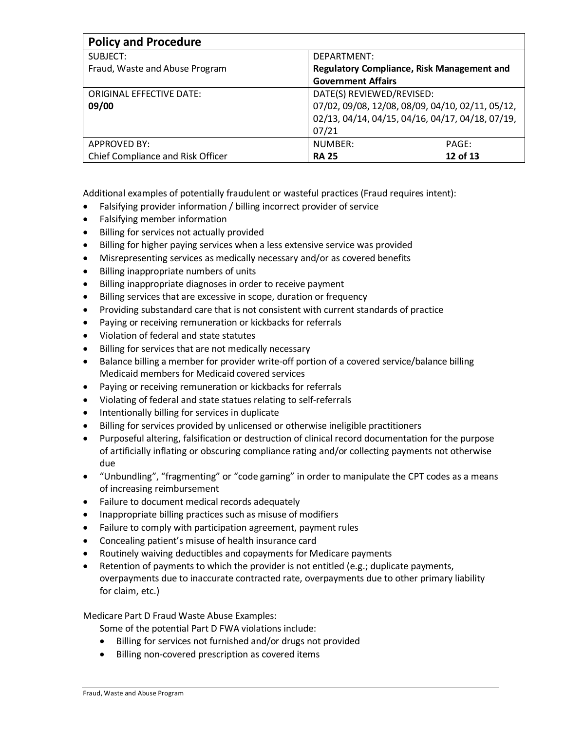Additional examples of potentially fraudulent or wasteful practices (Fraud requires intent):

- Falsifying provider information / billing incorrect provider of service
- Falsifying member information
- Billing for services not actually provided
- Billing for higher paying services when a less extensive service was provided
- Misrepresenting services as medically necessary and/or as covered benefits
- Billing inappropriate numbers of units
- Billing inappropriate diagnoses in order to receive payment
- Billing services that are excessive in scope, duration or frequency
- Providing substandard care that is not consistent with current standards of practice
- Paying or receiving remuneration or kickbacks for referrals
- Violation of federal and state statutes
- Billing for services that are not medically necessary
- Balance billing a member for provider write-off portion of a covered service/balance billing Medicaid members for Medicaid covered services
- Paying or receiving remuneration or kickbacks for referrals
- Violating of federal and state statues relating to self-referrals
- Intentionally billing for services in duplicate
- Billing for services provided by unlicensed or otherwise ineligible practitioners
- Purposeful altering, falsification or destruction of clinical record documentation for the purpose of artificially inflating or obscuring compliance rating and/or collecting payments not otherwise due
- "Unbundling", "fragmenting" or "code gaming" in order to manipulate the CPT codes as a means of increasing reimbursement
- Failure to document medical records adequately
- Inappropriate billing practices such as misuse of modifiers
- Failure to comply with participation agreement, payment rules
- Concealing patient's misuse of health insurance card
- Routinely waiving deductibles and copayments for Medicare payments
- Retention of payments to which the provider is not entitled (e.g.; duplicate payments, overpayments due to inaccurate contracted rate, overpayments due to other primary liability for claim, etc.)

Medicare Part D Fraud Waste Abuse Examples:

Some of the potential Part D FWA violations include:

- Billing for services not furnished and/or drugs not provided
- Billing non-covered prescription as covered items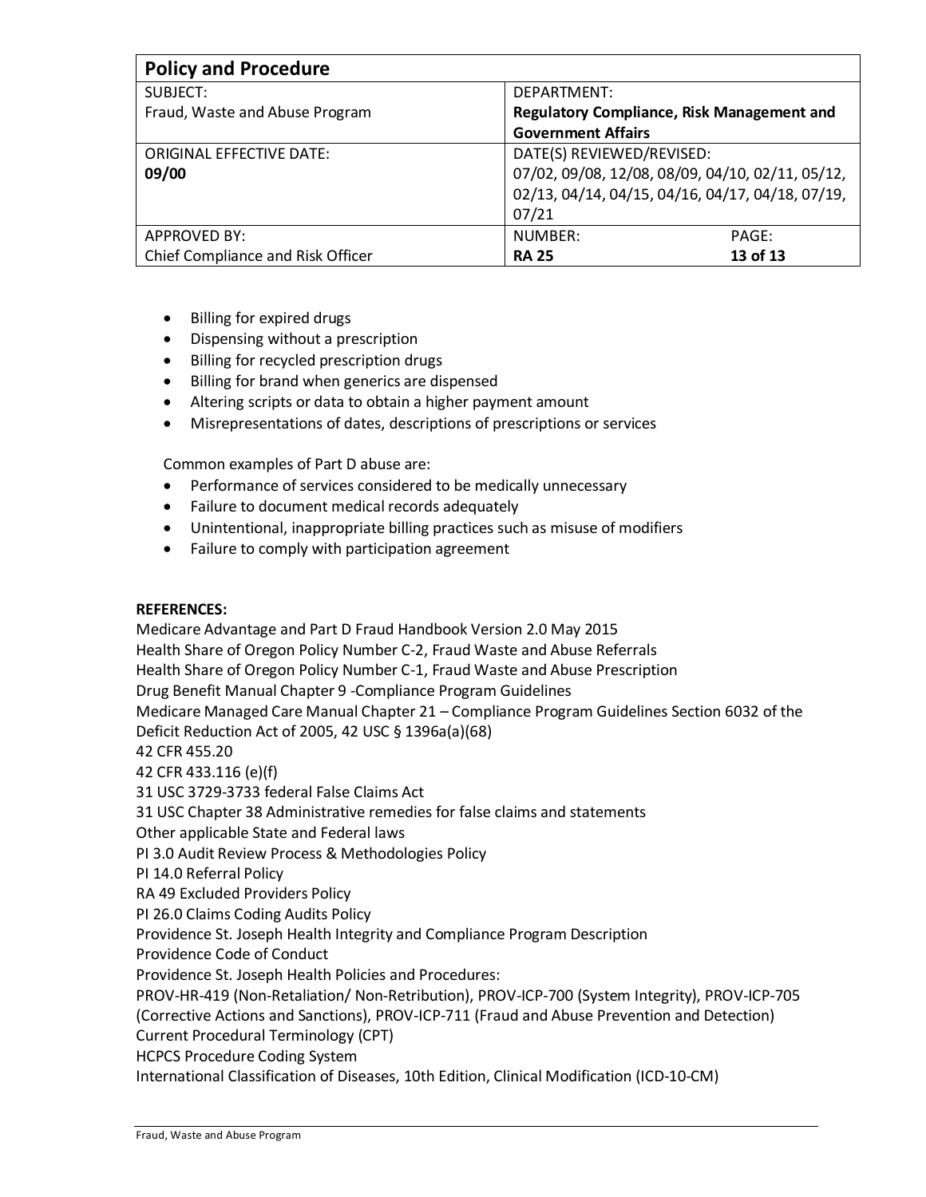| Policy and Procedure | | |
| --- | --- | --- |
| SUBJECT:<br>Fraud, Waste and Abuse Program | DEPARTMENT:<br>**Regulatory Compliance, Risk Management and Government Affairs** | |
| ORIGINAL EFFECTIVE DATE:<br>**09/00** | DATE(S) REVIEWED/REVISED:<br>07/02, 09/08, 12/08, 08/09, 04/10, 02/11, 05/12, 02/13, 04/14, 04/15, 04/16, 04/17, 04/18, 07/19, 07/21 | |
| APPROVED BY:<br>Chief Compliance and Risk Officer | NUMBER:<br>**RA 25** | PAGE:<br>**13 of 13** |

- Billing for expired drugs
- Dispensing without a prescription
- Billing for recycled prescription drugs
- Billing for brand when generics are dispensed
- Altering scripts or data to obtain a higher payment amount
- Misrepresentations of dates, descriptions of prescriptions or services

Common examples of Part D abuse are:

- Performance of services considered to be medically unnecessary
- Failure to document medical records adequately
- Unintentional, inappropriate billing practices such as misuse of modifiers
- Failure to comply with participation agreement

**REFERENCES:**

Medicare Advantage and Part D Fraud Handbook Version 2.0 May 2015
Health Share of Oregon Policy Number C-2, Fraud Waste and Abuse Referrals
Health Share of Oregon Policy Number C-1, Fraud Waste and Abuse Prescription
Drug Benefit Manual Chapter 9 -Compliance Program Guidelines
Medicare Managed Care Manual Chapter 21 – Compliance Program Guidelines Section 6032 of the Deficit Reduction Act of 2005, 42 USC § 1396a(a)(68)
42 CFR 455.20
42 CFR 433.116 (e)(f)
31 USC 3729-3733 federal False Claims Act
31 USC Chapter 38 Administrative remedies for false claims and statements
Other applicable State and Federal laws
PI 3.0 Audit Review Process & Methodologies Policy
PI 14.0 Referral Policy
RA 49 Excluded Providers Policy
PI 26.0 Claims Coding Audits Policy
Providence St. Joseph Health Integrity and Compliance Program Description
Providence Code of Conduct
Providence St. Joseph Health Policies and Procedures:
PROV-HR-419 (Non-Retaliation/ Non-Retribution), PROV-ICP-700 (System Integrity), PROV-ICP-705 (Corrective Actions and Sanctions), PROV-ICP-711 (Fraud and Abuse Prevention and Detection)
Current Procedural Terminology (CPT)
HCPCS Procedure Coding System
International Classification of Diseases, 10th Edition, Clinical Modification (ICD-10-CM)